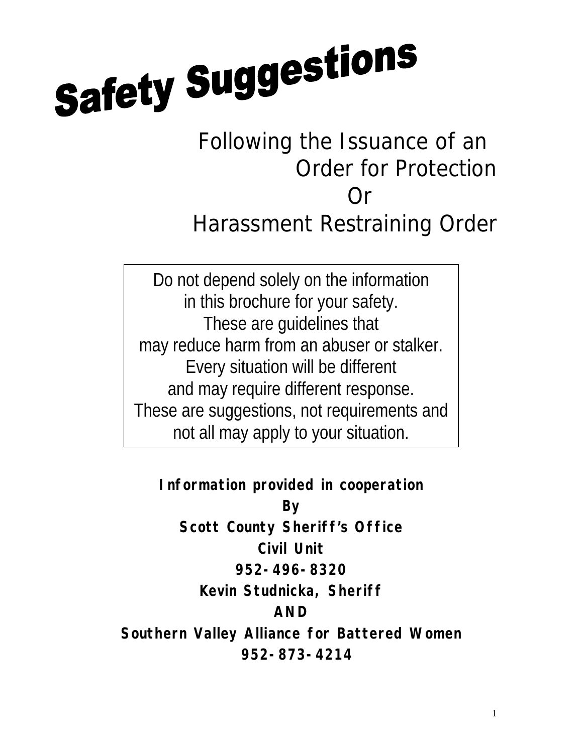# Safety Suggestions

## Following the Issuance of an Order for Protection Or Harassment Restraining Order

Do not depend solely on the information in this brochure for your safety. These are guidelines that may reduce harm from an abuser or stalker. Every situation will be different and may require different response. These are suggestions, not requirements and not all may apply to your situation.

**Information provided in cooperation**
**By**
**Scott County Sheriff's Office**
**Civil Unit**
**952-496-8320**
**Kevin Studnicka, Sheriff**
**AND**
**Southern Valley Alliance for Battered Women**
**952-873-4214**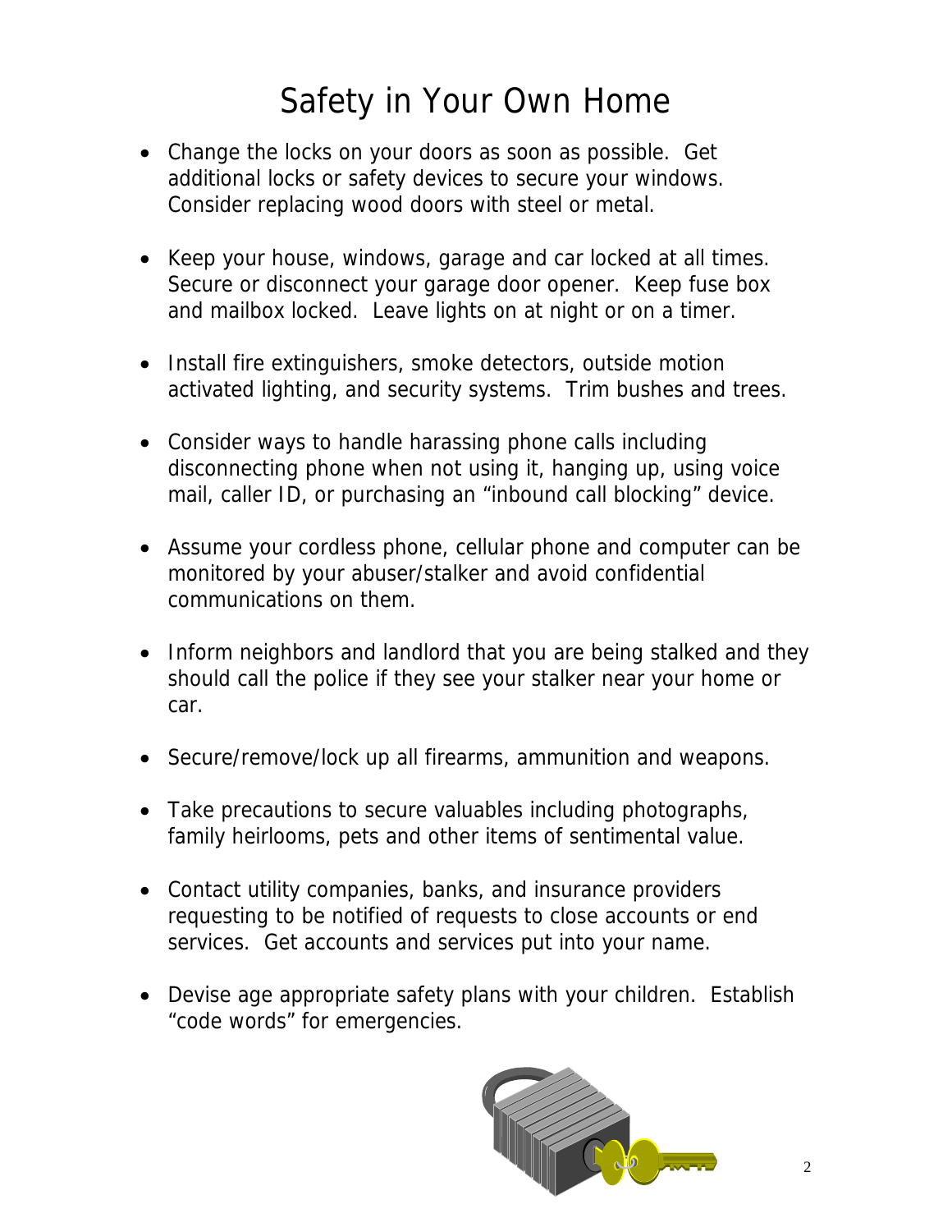# Safety in Your Own Home

- Change the locks on your doors as soon as possible. Get additional locks or safety devices to secure your windows. Consider replacing wood doors with steel or metal.

- Keep your house, windows, garage and car locked at all times. Secure or disconnect your garage door opener. Keep fuse box and mailbox locked. Leave lights on at night or on a timer.

- Install fire extinguishers, smoke detectors, outside motion activated lighting, and security systems. Trim bushes and trees.

- Consider ways to handle harassing phone calls including disconnecting phone when not using it, hanging up, using voice mail, caller ID, or purchasing an "inbound call blocking" device.

- Assume your cordless phone, cellular phone and computer can be monitored by your abuser/stalker and avoid confidential communications on them.

- Inform neighbors and landlord that you are being stalked and they should call the police if they see your stalker near your home or car.

- Secure/remove/lock up all firearms, ammunition and weapons.

- Take precautions to secure valuables including photographs, family heirlooms, pets and other items of sentimental value.

- Contact utility companies, banks, and insurance providers requesting to be notified of requests to close accounts or end services. Get accounts and services put into your name.

- Devise age appropriate safety plans with your children. Establish "code words" for emergencies.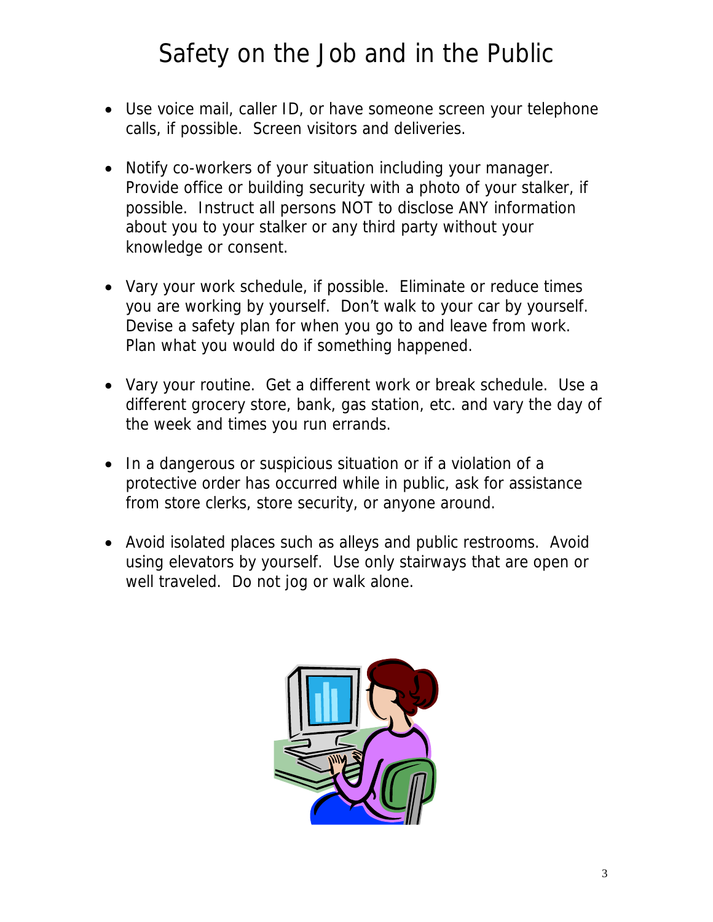# Safety on the Job and in the Public

- Use voice mail, caller ID, or have someone screen your telephone calls, if possible. Screen visitors and deliveries.

- Notify co-workers of your situation including your manager. Provide office or building security with a photo of your stalker, if possible. Instruct all persons NOT to disclose ANY information about you to your stalker or any third party without your knowledge or consent.

- Vary your work schedule, if possible. Eliminate or reduce times you are working by yourself. Don't walk to your car by yourself. Devise a safety plan for when you go to and leave from work. Plan what you would do if something happened.

- Vary your routine. Get a different work or break schedule. Use a different grocery store, bank, gas station, etc. and vary the day of the week and times you run errands.

- In a dangerous or suspicious situation or if a violation of a protective order has occurred while in public, ask for assistance from store clerks, store security, or anyone around.

- Avoid isolated places such as alleys and public restrooms. Avoid using elevators by yourself. Use only stairways that are open or well traveled. Do not jog or walk alone.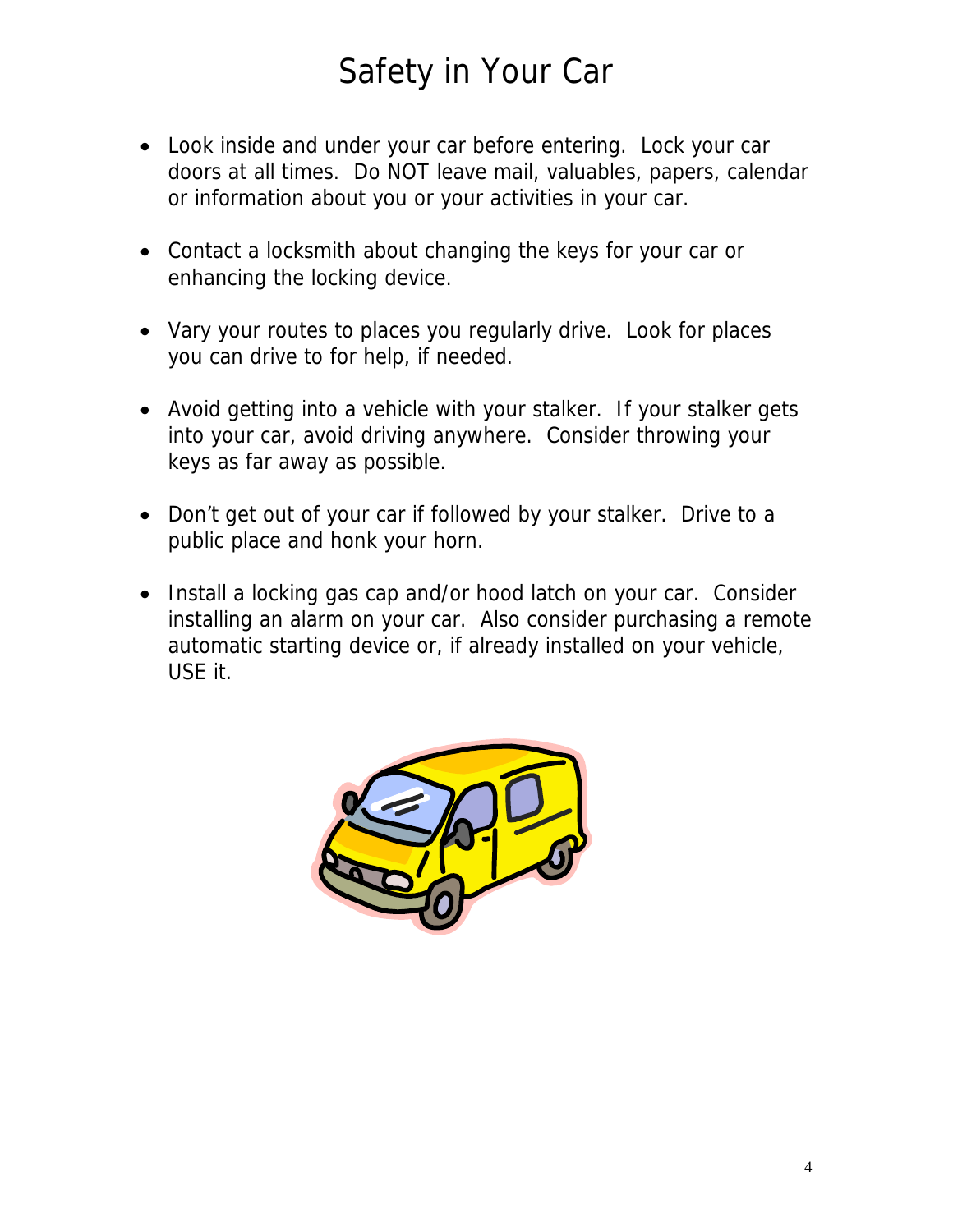# Safety in Your Car

- Look inside and under your car before entering. Lock your car doors at all times. Do NOT leave mail, valuables, papers, calendar or information about you or your activities in your car.

- Contact a locksmith about changing the keys for your car or enhancing the locking device.

- Vary your routes to places you regularly drive. Look for places you can drive to for help, if needed.

- Avoid getting into a vehicle with your stalker. If your stalker gets into your car, avoid driving anywhere. Consider throwing your keys as far away as possible.

- Don't get out of your car if followed by your stalker. Drive to a public place and honk your horn.

- Install a locking gas cap and/or hood latch on your car. Consider installing an alarm on your car. Also consider purchasing a remote automatic starting device or, if already installed on your vehicle, USE it.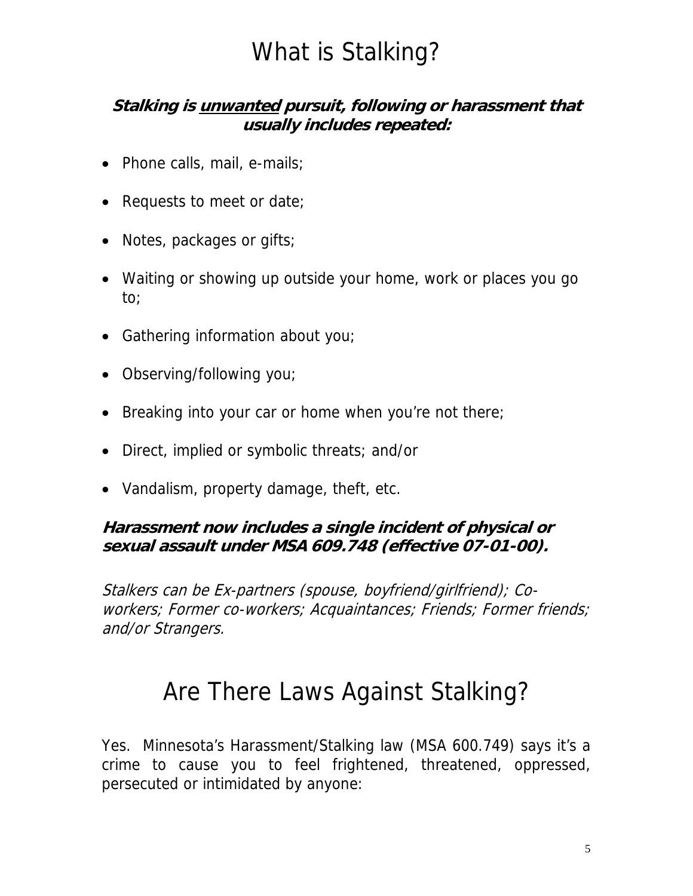# What is Stalking?

***Stalking is <u>unwanted</u> pursuit, following or harassment that usually includes repeated:***

- Phone calls, mail, e-mails;
- Requests to meet or date;
- Notes, packages or gifts;
- Waiting or showing up outside your home, work or places you go to;
- Gathering information about you;
- Observing/following you;
- Breaking into your car or home when you're not there;
- Direct, implied or symbolic threats; and/or
- Vandalism, property damage, theft, etc.

***Harassment now includes a single incident of physical or sexual assault under MSA 609.748 (effective 07-01-00).***

*Stalkers can be Ex-partners (spouse, boyfriend/girlfriend); Co-workers; Former co-workers; Acquaintances; Friends; Former friends; and/or Strangers.*

# Are There Laws Against Stalking?

Yes. Minnesota's Harassment/Stalking law (MSA 600.749) says it's a crime to cause you to feel frightened, threatened, oppressed, persecuted or intimidated by anyone: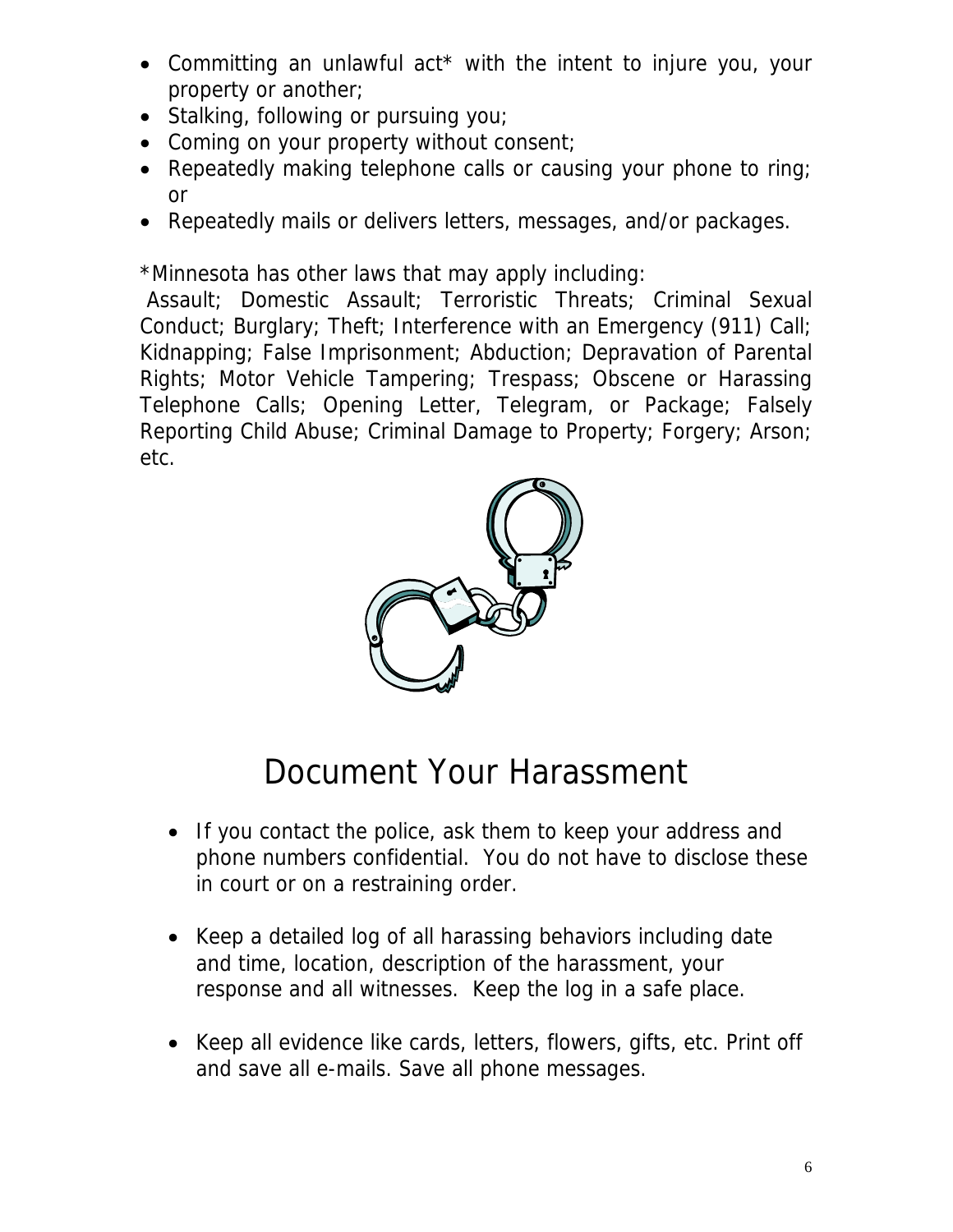- Committing an unlawful act* with the intent to injure you, your property or another;
- Stalking, following or pursuing you;
- Coming on your property without consent;
- Repeatedly making telephone calls or causing your phone to ring; or
- Repeatedly mails or delivers letters, messages, and/or packages.

*Minnesota has other laws that may apply including:
Assault; Domestic Assault; Terroristic Threats; Criminal Sexual Conduct; Burglary; Theft; Interference with an Emergency (911) Call; Kidnapping; False Imprisonment; Abduction; Depravation of Parental Rights; Motor Vehicle Tampering; Trespass; Obscene or Harassing Telephone Calls; Opening Letter, Telegram, or Package; Falsely Reporting Child Abuse; Criminal Damage to Property; Forgery; Arson; etc.

# Document Your Harassment

- If you contact the police, ask them to keep your address and phone numbers confidential. You do not have to disclose these in court or on a restraining order.

- Keep a detailed log of all harassing behaviors including date and time, location, description of the harassment, your response and all witnesses. Keep the log in a safe place.

- Keep all evidence like cards, letters, flowers, gifts, etc. Print off and save all e-mails. Save all phone messages.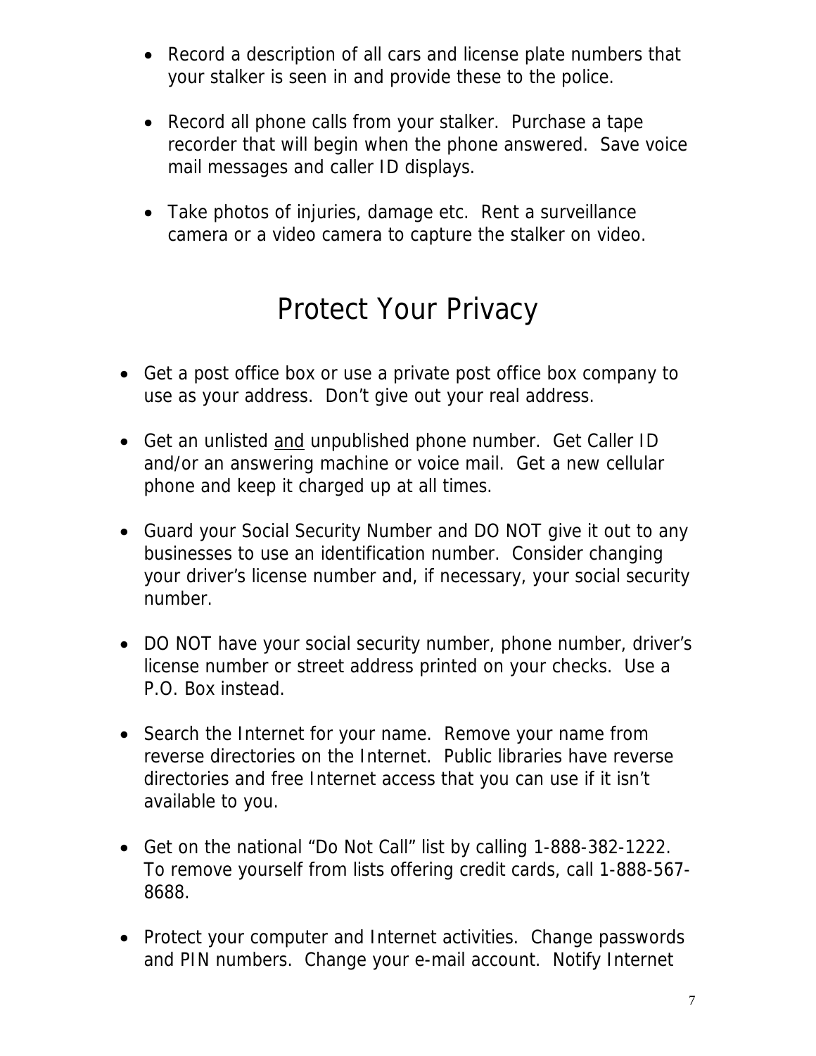- Record a description of all cars and license plate numbers that your stalker is seen in and provide these to the police.

- Record all phone calls from your stalker. Purchase a tape recorder that will begin when the phone answered. Save voice mail messages and caller ID displays.

- Take photos of injuries, damage etc. Rent a surveillance camera or a video camera to capture the stalker on video.

# Protect Your Privacy

- Get a post office box or use a private post office box company to use as your address. Don't give out your real address.

- Get an unlisted <u>and</u> unpublished phone number. Get Caller ID and/or an answering machine or voice mail. Get a new cellular phone and keep it charged up at all times.

- Guard your Social Security Number and DO NOT give it out to any businesses to use an identification number. Consider changing your driver's license number and, if necessary, your social security number.

- DO NOT have your social security number, phone number, driver's license number or street address printed on your checks. Use a P.O. Box instead.

- Search the Internet for your name. Remove your name from reverse directories on the Internet. Public libraries have reverse directories and free Internet access that you can use if it isn't available to you.

- Get on the national "Do Not Call" list by calling 1-888-382-1222. To remove yourself from lists offering credit cards, call 1-888-567-8688.

- Protect your computer and Internet activities. Change passwords and PIN numbers. Change your e-mail account. Notify Internet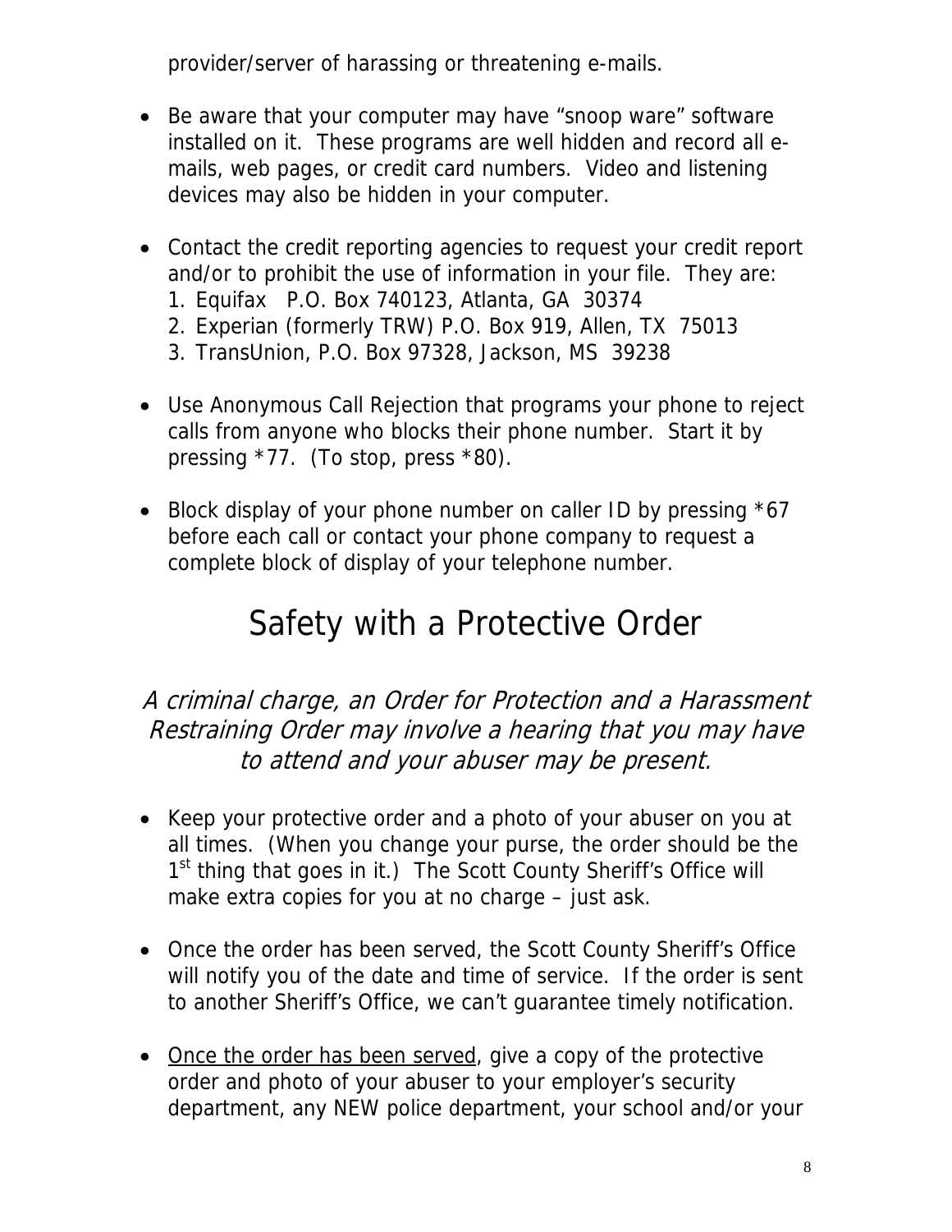provider/server of harassing or threatening e-mails.

- Be aware that your computer may have "snoop ware" software installed on it. These programs are well hidden and record all e-mails, web pages, or credit card numbers. Video and listening devices may also be hidden in your computer.

- Contact the credit reporting agencies to request your credit report and/or to prohibit the use of information in your file. They are:
  1. Equifax P.O. Box 740123, Atlanta, GA 30374
  2. Experian (formerly TRW) P.O. Box 919, Allen, TX 75013
  3. TransUnion, P.O. Box 97328, Jackson, MS 39238

- Use Anonymous Call Rejection that programs your phone to reject calls from anyone who blocks their phone number. Start it by pressing *77. (To stop, press *80).

- Block display of your phone number on caller ID by pressing *67 before each call or contact your phone company to request a complete block of display of your telephone number.

# Safety with a Protective Order

*A criminal charge, an Order for Protection and a Harassment Restraining Order may involve a hearing that you may have to attend and your abuser may be present.*

- Keep your protective order and a photo of your abuser on you at all times. (When you change your purse, the order should be the 1st thing that goes in it.) The Scott County Sheriff's Office will make extra copies for you at no charge – just ask.

- Once the order has been served, the Scott County Sheriff's Office will notify you of the date and time of service. If the order is sent to another Sheriff's Office, we can't guarantee timely notification.

- Once the order has been served, give a copy of the protective order and photo of your abuser to your employer's security department, any NEW police department, your school and/or your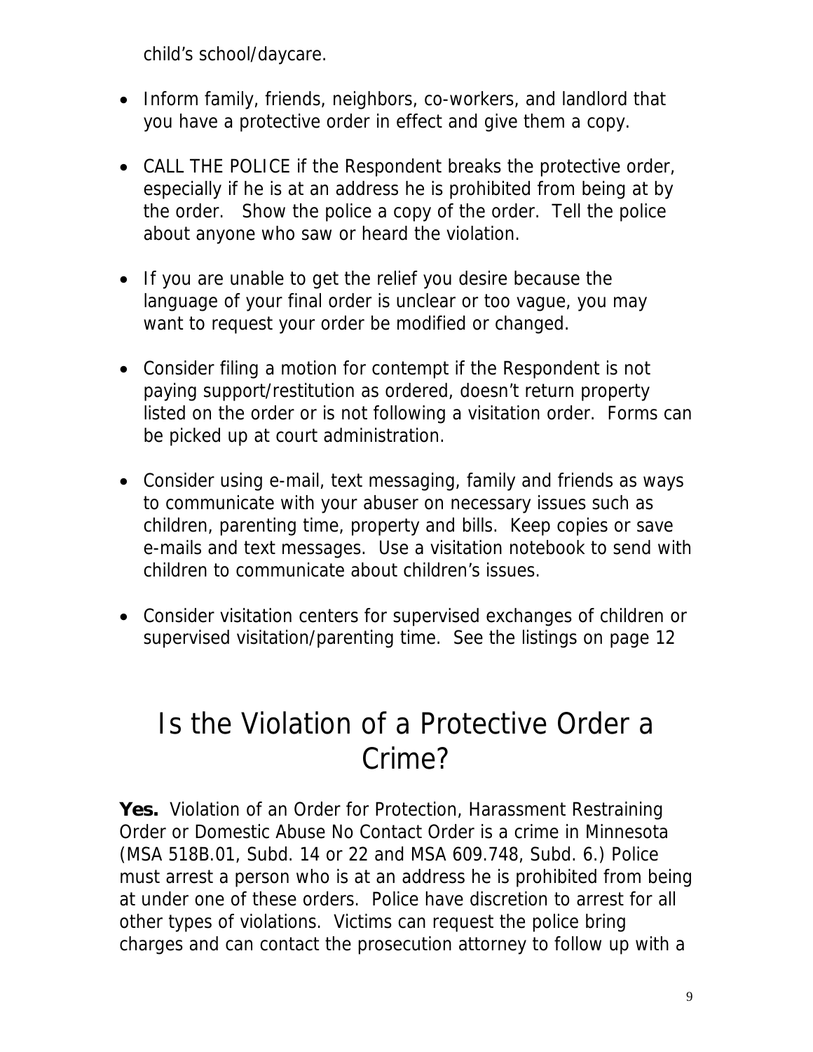child's school/daycare.

- Inform family, friends, neighbors, co-workers, and landlord that you have a protective order in effect and give them a copy.

- CALL THE POLICE if the Respondent breaks the protective order, especially if he is at an address he is prohibited from being at by the order. Show the police a copy of the order. Tell the police about anyone who saw or heard the violation.

- If you are unable to get the relief you desire because the language of your final order is unclear or too vague, you may want to request your order be modified or changed.

- Consider filing a motion for contempt if the Respondent is not paying support/restitution as ordered, doesn't return property listed on the order or is not following a visitation order. Forms can be picked up at court administration.

- Consider using e-mail, text messaging, family and friends as ways to communicate with your abuser on necessary issues such as children, parenting time, property and bills. Keep copies or save e-mails and text messages. Use a visitation notebook to send with children to communicate about children's issues.

- Consider visitation centers for supervised exchanges of children or supervised visitation/parenting time. See the listings on page 12

# Is the Violation of a Protective Order a Crime?

**Yes.** Violation of an Order for Protection, Harassment Restraining Order or Domestic Abuse No Contact Order is a crime in Minnesota (MSA 518B.01, Subd. 14 or 22 and MSA 609.748, Subd. 6.) Police must arrest a person who is at an address he is prohibited from being at under one of these orders. Police have discretion to arrest for all other types of violations. Victims can request the police bring charges and can contact the prosecution attorney to follow up with a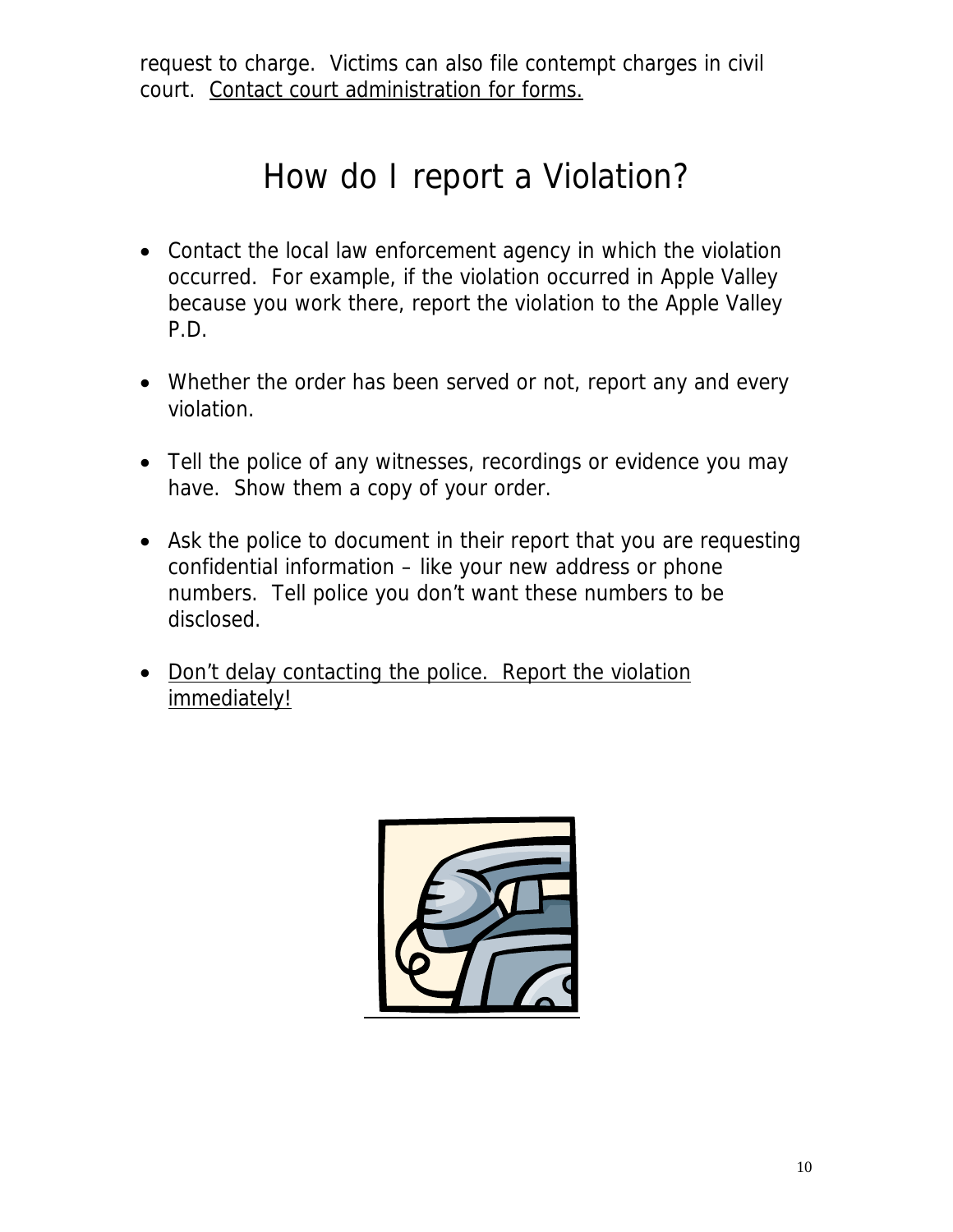request to charge. Victims can also file contempt charges in civil court. <u>Contact court administration for forms.</u>

# How do I report a Violation?

- Contact the local law enforcement agency in which the violation occurred. For example, if the violation occurred in Apple Valley because you work there, report the violation to the Apple Valley P.D.

- Whether the order has been served or not, report any and every violation.

- Tell the police of any witnesses, recordings or evidence you may have. Show them a copy of your order.

- Ask the police to document in their report that you are requesting confidential information – like your new address or phone numbers. Tell police you don't want these numbers to be disclosed.

- <u>Don't delay contacting the police. Report the violation immediately!</u>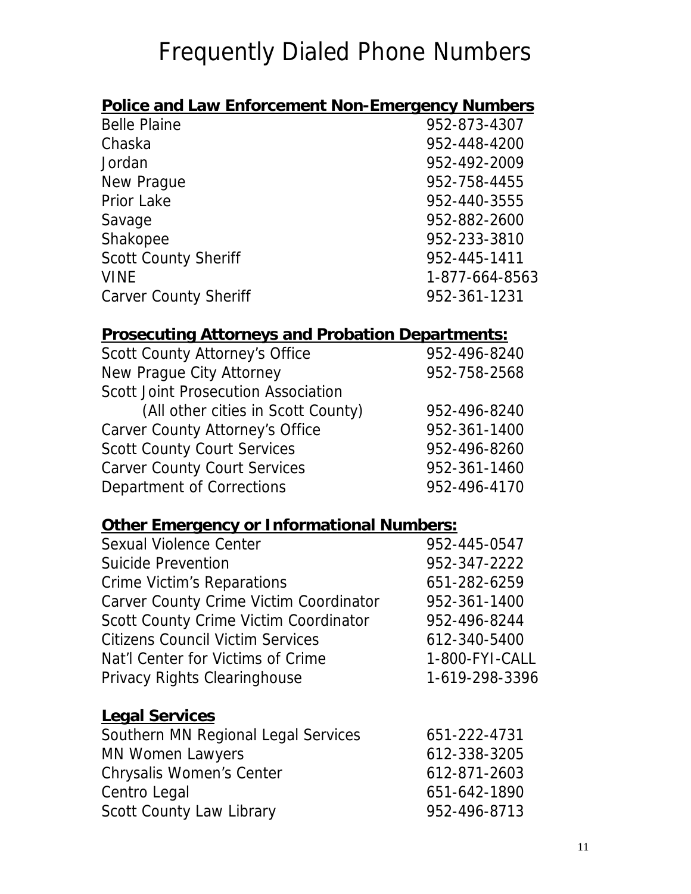# Frequently Dialed Phone Numbers

## Police and Law Enforcement Non-Emergency Numbers

| | |
|---|---|
| Belle Plaine | 952-873-4307 |
| Chaska | 952-448-4200 |
| Jordan | 952-492-2009 |
| New Prague | 952-758-4455 |
| Prior Lake | 952-440-3555 |
| Savage | 952-882-2600 |
| Shakopee | 952-233-3810 |
| Scott County Sheriff | 952-445-1411 |
| VINE | 1-877-664-8563 |
| Carver County Sheriff | 952-361-1231 |

## Prosecuting Attorneys and Probation Departments:

| | |
|---|---|
| Scott County Attorney's Office | 952-496-8240 |
| New Prague City Attorney | 952-758-2568 |
| Scott Joint Prosecution Association (All other cities in Scott County) | 952-496-8240 |
| Carver County Attorney's Office | 952-361-1400 |
| Scott County Court Services | 952-496-8260 |
| Carver County Court Services | 952-361-1460 |
| Department of Corrections | 952-496-4170 |

## Other Emergency or Informational Numbers:

| | |
|---|---|
| Sexual Violence Center | 952-445-0547 |
| Suicide Prevention | 952-347-2222 |
| Crime Victim's Reparations | 651-282-6259 |
| Carver County Crime Victim Coordinator | 952-361-1400 |
| Scott County Crime Victim Coordinator | 952-496-8244 |
| Citizens Council Victim Services | 612-340-5400 |
| Nat'l Center for Victims of Crime | 1-800-FYI-CALL |
| Privacy Rights Clearinghouse | 1-619-298-3396 |

## Legal Services

| | |
|---|---|
| Southern MN Regional Legal Services | 651-222-4731 |
| MN Women Lawyers | 612-338-3205 |
| Chrysalis Women's Center | 612-871-2603 |
| Centro Legal | 651-642-1890 |
| Scott County Law Library | 952-496-8713 |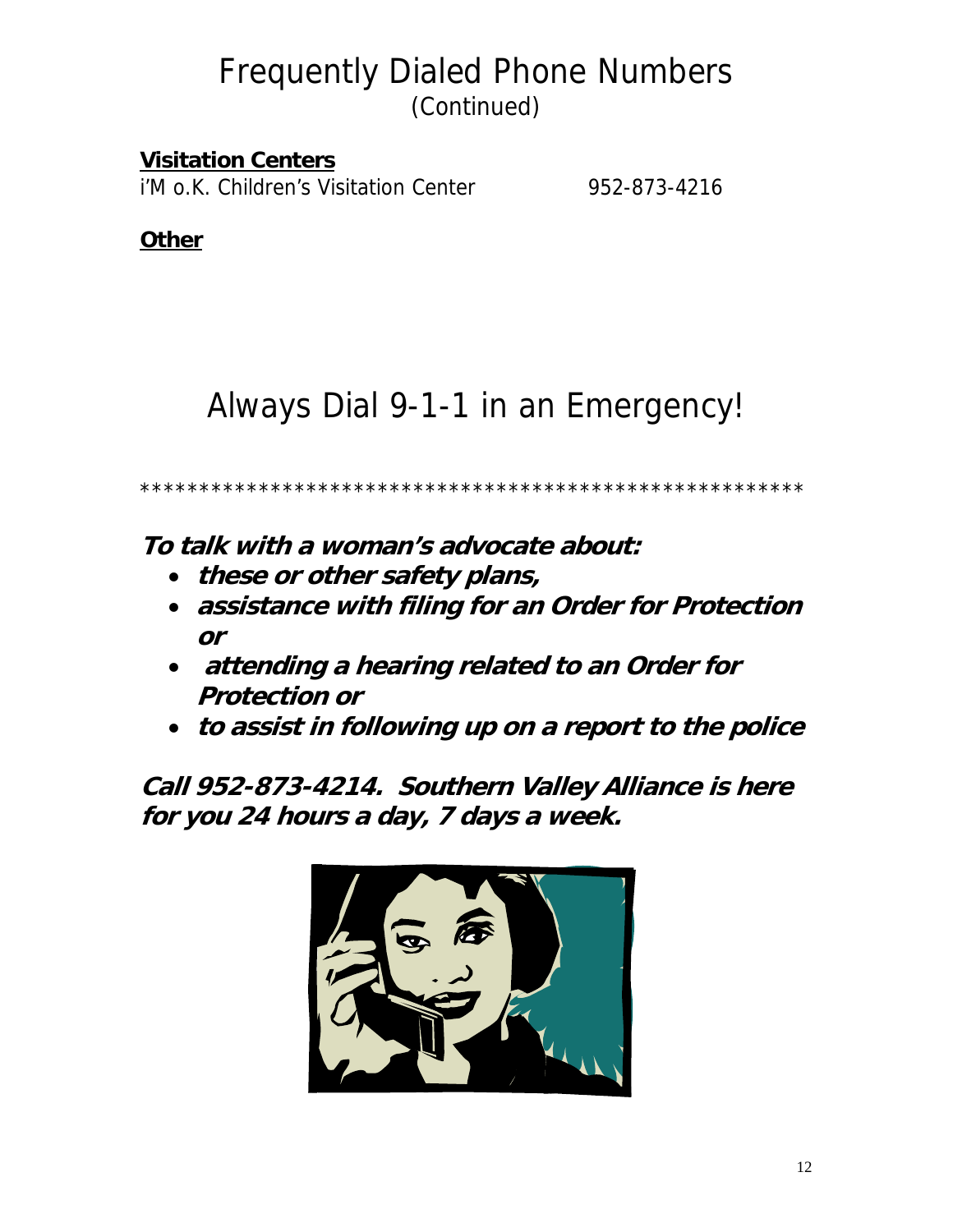# Frequently Dialed Phone Numbers
(Continued)

**Visitation Centers**

i'M o.K. Children's Visitation Center 952-873-4216

**Other**

## Always Dial 9-1-1 in an Emergency!

*******************************************************

***To talk with a woman's advocate about:***

- ***these or other safety plans,***
- ***assistance with filing for an Order for Protection or***
- ***attending a hearing related to an Order for Protection or***
- ***to assist in following up on a report to the police***

***Call 952-873-4214. Southern Valley Alliance is here for you 24 hours a day, 7 days a week.***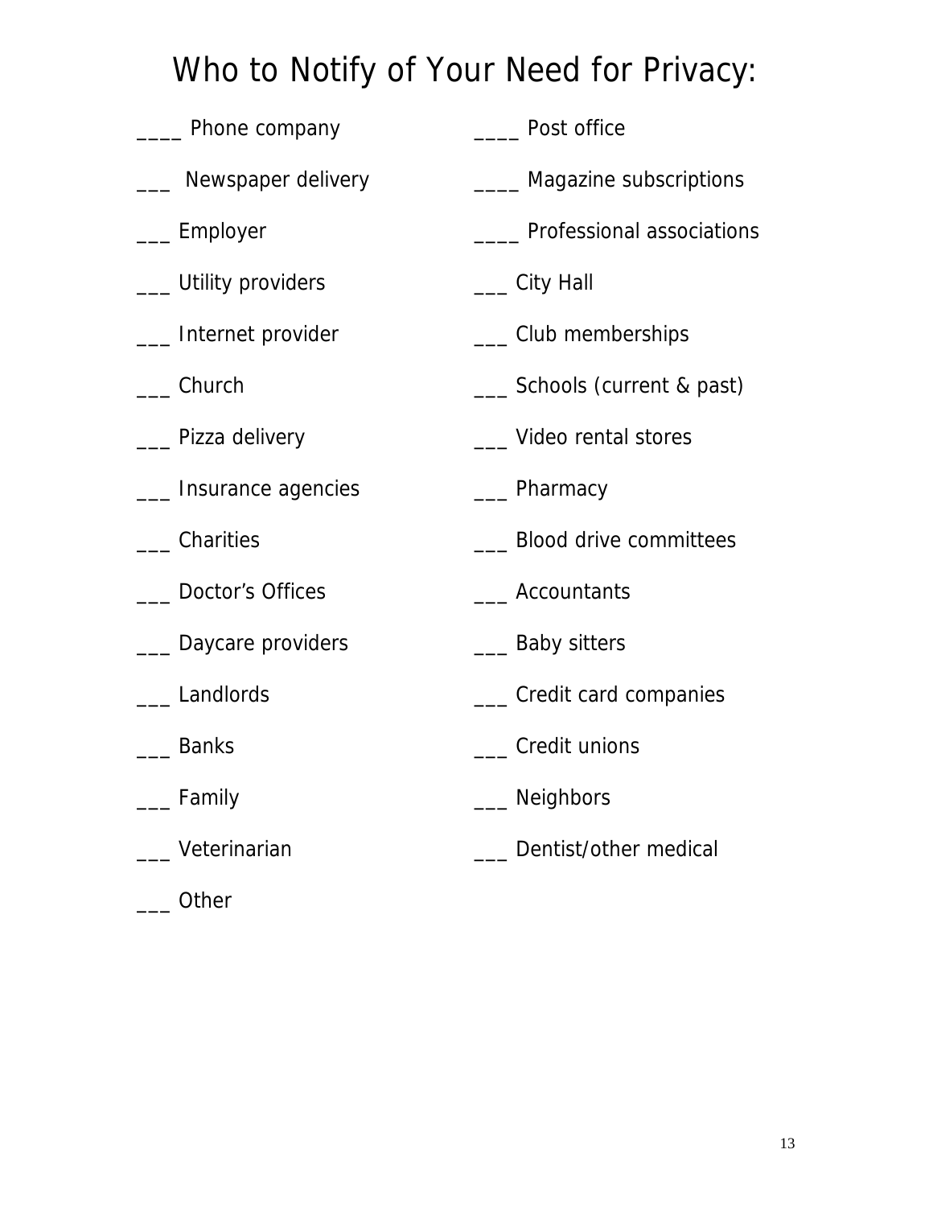# Who to Notify of Your Need for Privacy:

____ Phone company

___ Newspaper delivery

___ Employer

___ Utility providers

___ Internet provider

___ Church

___ Pizza delivery

___ Insurance agencies

___ Charities

___ Doctor's Offices

___ Daycare providers

___ Landlords

___ Banks

___ Family

___ Veterinarian

___ Other

____ Post office

____ Magazine subscriptions

____ Professional associations

___ City Hall

___ Club memberships

___ Schools (current & past)

___ Video rental stores

___ Pharmacy

___ Blood drive committees

___ Accountants

___ Baby sitters

___ Credit card companies

___ Credit unions

___ Neighbors

___ Dentist/other medical